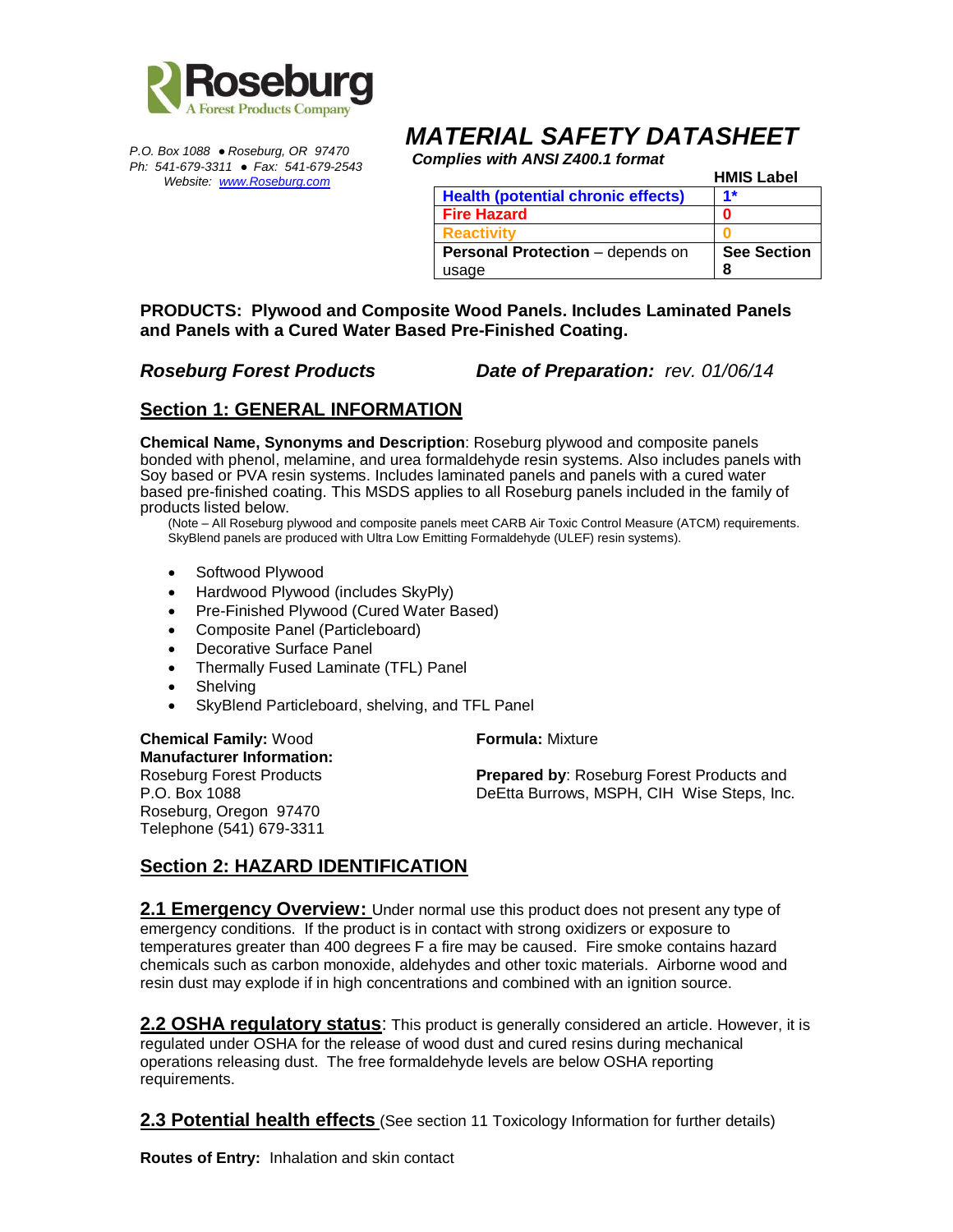Roseburg
A Forest Products Company

*P.O. Box 1088 ● Roseburg, OR 97470*
*Ph: 541-679-3311 ● Fax: 541-679-2543*
*Website: [www.Roseburg.com](http://www.Roseburg.com)*

# *MATERIAL SAFETY DATASHEET*

***Complies with ANSI Z400.1 format***

| | **HMIS Label** |
|---|---|
| **Health (potential chronic effects)** | **1*** |
| **Fire Hazard** | **0** |
| **Reactivity** | **0** |
| **Personal Protection** – depends on usage | **See Section 8** |

**PRODUCTS: Plywood and Composite Wood Panels. Includes Laminated Panels and Panels with a Cured Water Based Pre-Finished Coating.**

***Roseburg Forest Products*** ***Date of Preparation:*** *rev. 01/06/14*

## Section 1: GENERAL INFORMATION

**Chemical Name, Synonyms and Description**: Roseburg plywood and composite panels bonded with phenol, melamine, and urea formaldehyde resin systems. Also includes panels with Soy based or PVA resin systems. Includes laminated panels and panels with a cured water based pre-finished coating. This MSDS applies to all Roseburg panels included in the family of products listed below.

(Note – All Roseburg plywood and composite panels meet CARB Air Toxic Control Measure (ATCM) requirements. SkyBlend panels are produced with Ultra Low Emitting Formaldehyde (ULEF) resin systems).

- Softwood Plywood
- Hardwood Plywood (includes SkyPly)
- Pre-Finished Plywood (Cured Water Based)
- Composite Panel (Particleboard)
- Decorative Surface Panel
- Thermally Fused Laminate (TFL) Panel
- Shelving
- SkyBlend Particleboard, shelving, and TFL Panel

**Chemical Family:** Wood

**Formula:** Mixture

**Manufacturer Information:**
Roseburg Forest Products
P.O. Box 1088
Roseburg, Oregon 97470
Telephone (541) 679-3311

**Prepared by**: Roseburg Forest Products and DeEtta Burrows, MSPH, CIH Wise Steps, Inc.

## Section 2: HAZARD IDENTIFICATION

**2.1 Emergency Overview:** Under normal use this product does not present any type of emergency conditions. If the product is in contact with strong oxidizers or exposure to temperatures greater than 400 degrees F a fire may be caused. Fire smoke contains hazard chemicals such as carbon monoxide, aldehydes and other toxic materials. Airborne wood and resin dust may explode if in high concentrations and combined with an ignition source.

**2.2 OSHA regulatory status**: This product is generally considered an article. However, it is regulated under OSHA for the release of wood dust and cured resins during mechanical operations releasing dust. The free formaldehyde levels are below OSHA reporting requirements.

**2.3 Potential health effects** (See section 11 Toxicology Information for further details)

**Routes of Entry:** Inhalation and skin contact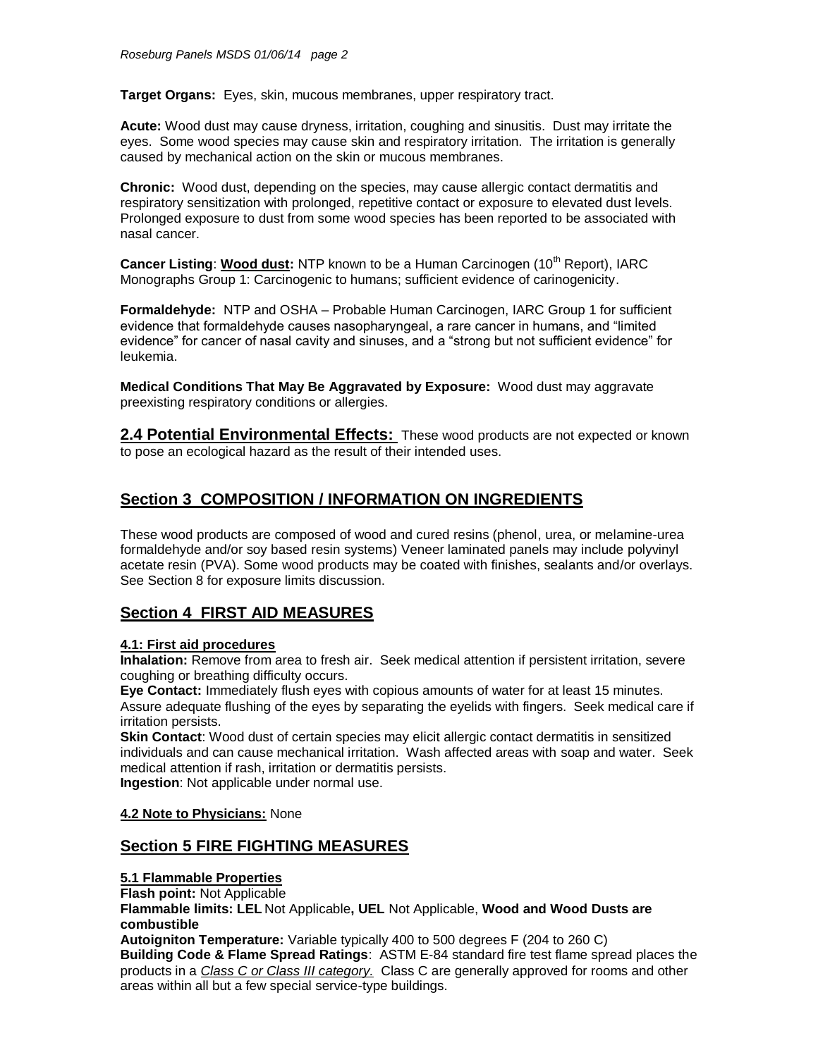**Target Organs:** Eyes, skin, mucous membranes, upper respiratory tract.

**Acute:** Wood dust may cause dryness, irritation, coughing and sinusitis. Dust may irritate the eyes. Some wood species may cause skin and respiratory irritation. The irritation is generally caused by mechanical action on the skin or mucous membranes.

**Chronic:** Wood dust, depending on the species, may cause allergic contact dermatitis and respiratory sensitization with prolonged, repetitive contact or exposure to elevated dust levels. Prolonged exposure to dust from some wood species has been reported to be associated with nasal cancer.

**Cancer Listing**: **Wood dust:** NTP known to be a Human Carcinogen (10th Report), IARC Monographs Group 1: Carcinogenic to humans; sufficient evidence of carinogenicity.

**Formaldehyde:** NTP and OSHA – Probable Human Carcinogen, IARC Group 1 for sufficient evidence that formaldehyde causes nasopharyngeal, a rare cancer in humans, and "limited evidence" for cancer of nasal cavity and sinuses, and a "strong but not sufficient evidence" for leukemia.

**Medical Conditions That May Be Aggravated by Exposure:** Wood dust may aggravate preexisting respiratory conditions or allergies.

**2.4 Potential Environmental Effects:** These wood products are not expected or known to pose an ecological hazard as the result of their intended uses.

## Section 3 COMPOSITION / INFORMATION ON INGREDIENTS

These wood products are composed of wood and cured resins (phenol, urea, or melamine-urea formaldehyde and/or soy based resin systems) Veneer laminated panels may include polyvinyl acetate resin (PVA). Some wood products may be coated with finishes, sealants and/or overlays. See Section 8 for exposure limits discussion.

## Section 4 FIRST AID MEASURES

### 4.1: First aid procedures

**Inhalation:** Remove from area to fresh air. Seek medical attention if persistent irritation, severe coughing or breathing difficulty occurs.
**Eye Contact:** Immediately flush eyes with copious amounts of water for at least 15 minutes. Assure adequate flushing of the eyes by separating the eyelids with fingers. Seek medical care if irritation persists.
**Skin Contact**: Wood dust of certain species may elicit allergic contact dermatitis in sensitized individuals and can cause mechanical irritation. Wash affected areas with soap and water. Seek medical attention if rash, irritation or dermatitis persists.
**Ingestion**: Not applicable under normal use.

**4.2 Note to Physicians:** None

## Section 5 FIRE FIGHTING MEASURES

### 5.1 Flammable Properties

**Flash point:** Not Applicable
**Flammable limits: LEL** Not Applicable**, UEL** Not Applicable, **Wood and Wood Dusts are combustible**
**Autoigniton Temperature:** Variable typically 400 to 500 degrees F (204 to 260 C)
**Building Code & Flame Spread Ratings**: ASTM E-84 standard fire test flame spread places the products in a *Class C or Class III category.* Class C are generally approved for rooms and other areas within all but a few special service-type buildings.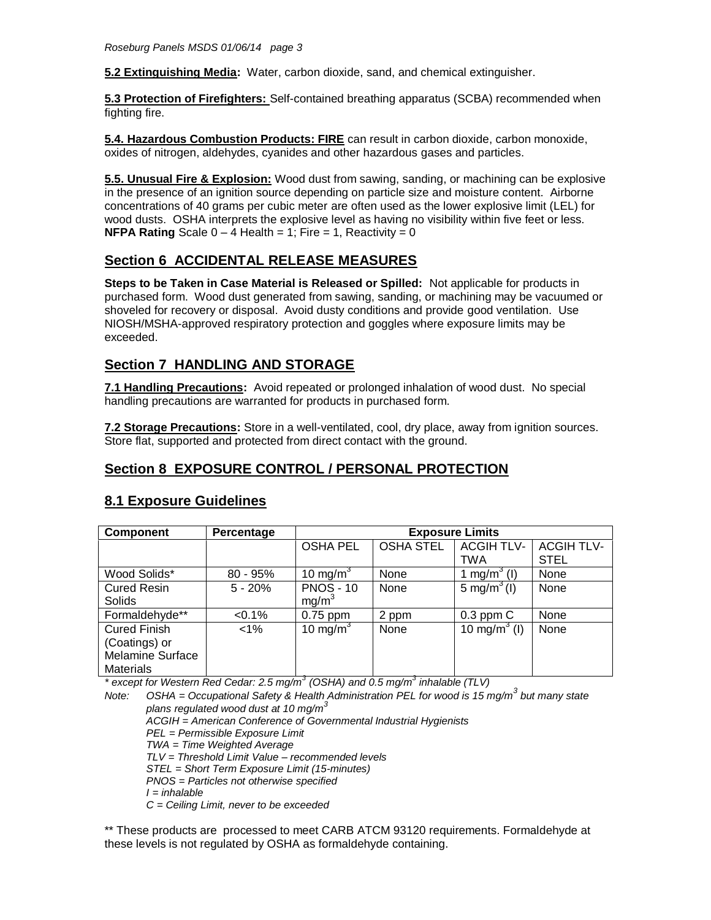**5.2 Extinguishing Media:** Water, carbon dioxide, sand, and chemical extinguisher.

**5.3 Protection of Firefighters:** Self-contained breathing apparatus (SCBA) recommended when fighting fire.

**5.4. Hazardous Combustion Products: FIRE** can result in carbon dioxide, carbon monoxide, oxides of nitrogen, aldehydes, cyanides and other hazardous gases and particles.

**5.5. Unusual Fire & Explosion:** Wood dust from sawing, sanding, or machining can be explosive in the presence of an ignition source depending on particle size and moisture content. Airborne concentrations of 40 grams per cubic meter are often used as the lower explosive limit (LEL) for wood dusts. OSHA interprets the explosive level as having no visibility within five feet or less.
**NFPA Rating** Scale 0 – 4 Health = 1; Fire = 1, Reactivity = 0

## Section 6 ACCIDENTAL RELEASE MEASURES

**Steps to be Taken in Case Material is Released or Spilled:** Not applicable for products in purchased form. Wood dust generated from sawing, sanding, or machining may be vacuumed or shoveled for recovery or disposal. Avoid dusty conditions and provide good ventilation. Use NIOSH/MSHA-approved respiratory protection and goggles where exposure limits may be exceeded.

## Section 7 HANDLING AND STORAGE

**7.1 Handling Precautions:** Avoid repeated or prolonged inhalation of wood dust. No special handling precautions are warranted for products in purchased form.

**7.2 Storage Precautions:** Store in a well-ventilated, cool, dry place, away from ignition sources. Store flat, supported and protected from direct contact with the ground.

## Section 8 EXPOSURE CONTROL / PERSONAL PROTECTION

### 8.1 Exposure Guidelines

| Component | Percentage | Exposure Limits | | | |
|---|---|---|---|---|---|
| | | OSHA PEL | OSHA STEL | ACGIH TLV-TWA | ACGIH TLV-STEL |
| Wood Solids* | 80 - 95% | 10 mg/m$^3$ | None | 1 mg/m$^3$ (I) | None |
| Cured Resin Solids | 5 - 20% | PNOS - 10 mg/m$^3$ | None | 5 mg/m$^3$ (I) | None |
| Formaldehyde** | <0.1% | 0.75 ppm | 2 ppm | 0.3 ppm C | None |
| Cured Finish (Coatings) or Melamine Surface Materials | <1% | 10 mg/m$^3$ | None | 10 mg/m$^3$ (I) | None |

*\* except for Western Red Cedar: 2.5 mg/m$^3$ (OSHA) and 0.5 mg/m$^3$ inhalable (TLV)*

*Note: OSHA = Occupational Safety & Health Administration PEL for wood is 15 mg/m$^3$ but many state plans regulated wood dust at 10 mg/m$^3$*
*ACGIH = American Conference of Governmental Industrial Hygienists*
*PEL = Permissible Exposure Limit*
*TWA = Time Weighted Average*
*TLV = Threshold Limit Value – recommended levels*
*STEL = Short Term Exposure Limit (15-minutes)*
*PNOS = Particles not otherwise specified*
*I = inhalable*
*C = Ceiling Limit, never to be exceeded*

** These products are processed to meet CARB ATCM 93120 requirements. Formaldehyde at these levels is not regulated by OSHA as formaldehyde containing.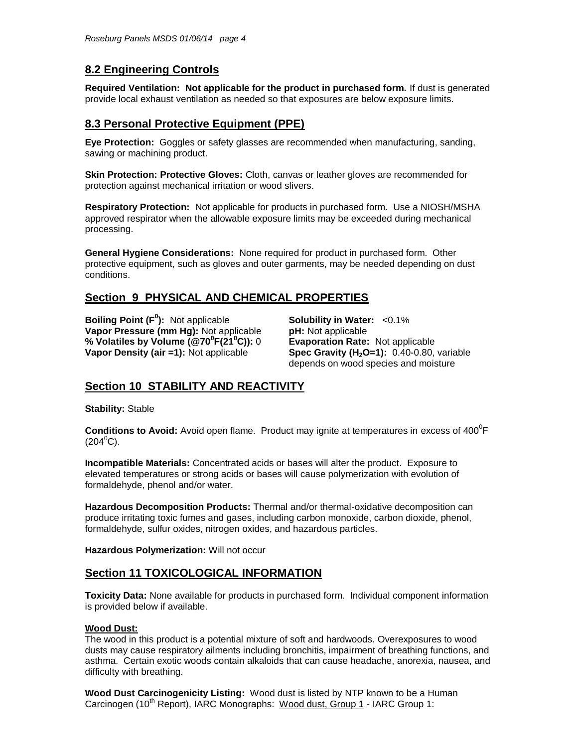## 8.2 Engineering Controls

**Required Ventilation: Not applicable for the product in purchased form.** If dust is generated provide local exhaust ventilation as needed so that exposures are below exposure limits.

## 8.3 Personal Protective Equipment (PPE)

**Eye Protection:** Goggles or safety glasses are recommended when manufacturing, sanding, sawing or machining product.

**Skin Protection: Protective Gloves:** Cloth, canvas or leather gloves are recommended for protection against mechanical irritation or wood slivers.

**Respiratory Protection:** Not applicable for products in purchased form. Use a NIOSH/MSHA approved respirator when the allowable exposure limits may be exceeded during mechanical processing.

**General Hygiene Considerations:** None required for product in purchased form. Other protective equipment, such as gloves and outer garments, may be needed depending on dust conditions.

## Section 9 PHYSICAL AND CHEMICAL PROPERTIES

**Boiling Point ($F^0$):** Not applicable

**Vapor Pressure (mm Hg):** Not applicable

**% Volatiles by Volume (@$70^0$F($21^0$C)):** 0

**Vapor Density (air =1):** Not applicable

**Solubility in Water:** <0.1%

**pH:** Not applicable

**Evaporation Rate:** Not applicable

**Spec Gravity ($H_2O$=1):** 0.40-0.80, variable depends on wood species and moisture

## Section 10 STABILITY AND REACTIVITY

**Stability:** Stable

**Conditions to Avoid:** Avoid open flame. Product may ignite at temperatures in excess of $400^0$F ($204^0$C).

**Incompatible Materials:** Concentrated acids or bases will alter the product. Exposure to elevated temperatures or strong acids or bases will cause polymerization with evolution of formaldehyde, phenol and/or water.

**Hazardous Decomposition Products:** Thermal and/or thermal-oxidative decomposition can produce irritating toxic fumes and gases, including carbon monoxide, carbon dioxide, phenol, formaldehyde, sulfur oxides, nitrogen oxides, and hazardous particles.

**Hazardous Polymerization:** Will not occur

## Section 11 TOXICOLOGICAL INFORMATION

**Toxicity Data:** None available for products in purchased form. Individual component information is provided below if available.

**Wood Dust:**

The wood in this product is a potential mixture of soft and hardwoods. Overexposures to wood dusts may cause respiratory ailments including bronchitis, impairment of breathing functions, and asthma. Certain exotic woods contain alkaloids that can cause headache, anorexia, nausea, and difficulty with breathing.

**Wood Dust Carcinogenicity Listing:** Wood dust is listed by NTP known to be a Human Carcinogen (10th Report), IARC Monographs: Wood dust, Group 1 - IARC Group 1: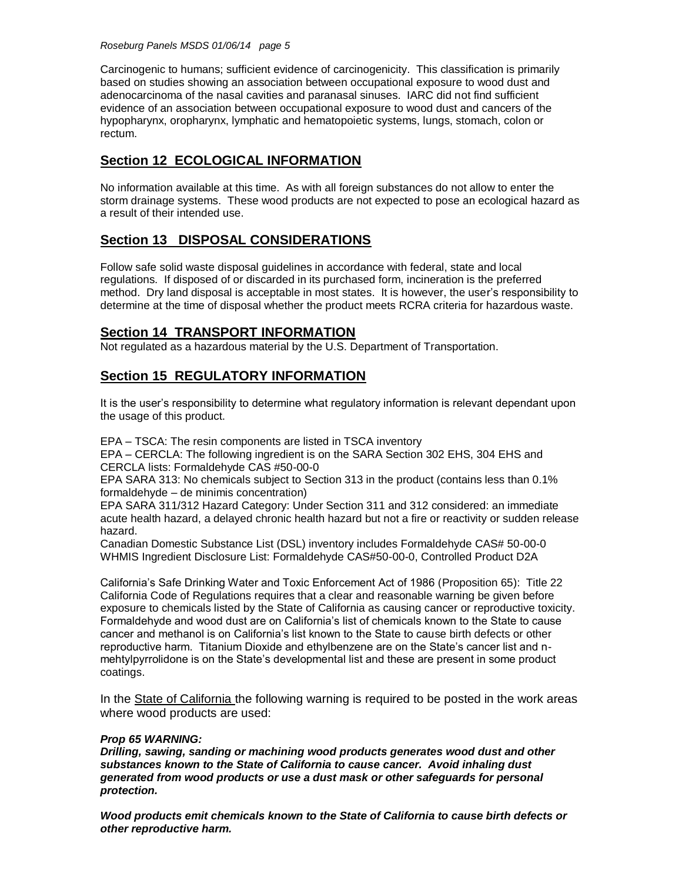Carcinogenic to humans; sufficient evidence of carcinogenicity. This classification is primarily based on studies showing an association between occupational exposure to wood dust and adenocarcinoma of the nasal cavities and paranasal sinuses. IARC did not find sufficient evidence of an association between occupational exposure to wood dust and cancers of the hypopharynx, oropharynx, lymphatic and hematopoietic systems, lungs, stomach, colon or rectum.

## Section 12 ECOLOGICAL INFORMATION

No information available at this time. As with all foreign substances do not allow to enter the storm drainage systems. These wood products are not expected to pose an ecological hazard as a result of their intended use.

## Section 13 DISPOSAL CONSIDERATIONS

Follow safe solid waste disposal guidelines in accordance with federal, state and local regulations. If disposed of or discarded in its purchased form, incineration is the preferred method. Dry land disposal is acceptable in most states. It is however, the user's responsibility to determine at the time of disposal whether the product meets RCRA criteria for hazardous waste.

## Section 14 TRANSPORT INFORMATION

Not regulated as a hazardous material by the U.S. Department of Transportation.

## Section 15 REGULATORY INFORMATION

It is the user's responsibility to determine what regulatory information is relevant dependant upon the usage of this product.

EPA – TSCA: The resin components are listed in TSCA inventory
EPA – CERCLA: The following ingredient is on the SARA Section 302 EHS, 304 EHS and CERCLA lists: Formaldehyde CAS #50-00-0
EPA SARA 313: No chemicals subject to Section 313 in the product (contains less than 0.1% formaldehyde – de minimis concentration)
EPA SARA 311/312 Hazard Category: Under Section 311 and 312 considered: an immediate acute health hazard, a delayed chronic health hazard but not a fire or reactivity or sudden release hazard.
Canadian Domestic Substance List (DSL) inventory includes Formaldehyde CAS# 50-00-0
WHMIS Ingredient Disclosure List: Formaldehyde CAS#50-00-0, Controlled Product D2A

California's Safe Drinking Water and Toxic Enforcement Act of 1986 (Proposition 65): Title 22 California Code of Regulations requires that a clear and reasonable warning be given before exposure to chemicals listed by the State of California as causing cancer or reproductive toxicity. Formaldehyde and wood dust are on California's list of chemicals known to the State to cause cancer and methanol is on California's list known to the State to cause birth defects or other reproductive harm. Titanium Dioxide and ethylbenzene are on the State's cancer list and n-mehtylpyrrolidone is on the State's developmental list and these are present in some product coatings.

In the State of California the following warning is required to be posted in the work areas where wood products are used:

***Prop 65 WARNING:***
***Drilling, sawing, sanding or machining wood products generates wood dust and other substances known to the State of California to cause cancer. Avoid inhaling dust generated from wood products or use a dust mask or other safeguards for personal protection.***

***Wood products emit chemicals known to the State of California to cause birth defects or other reproductive harm.***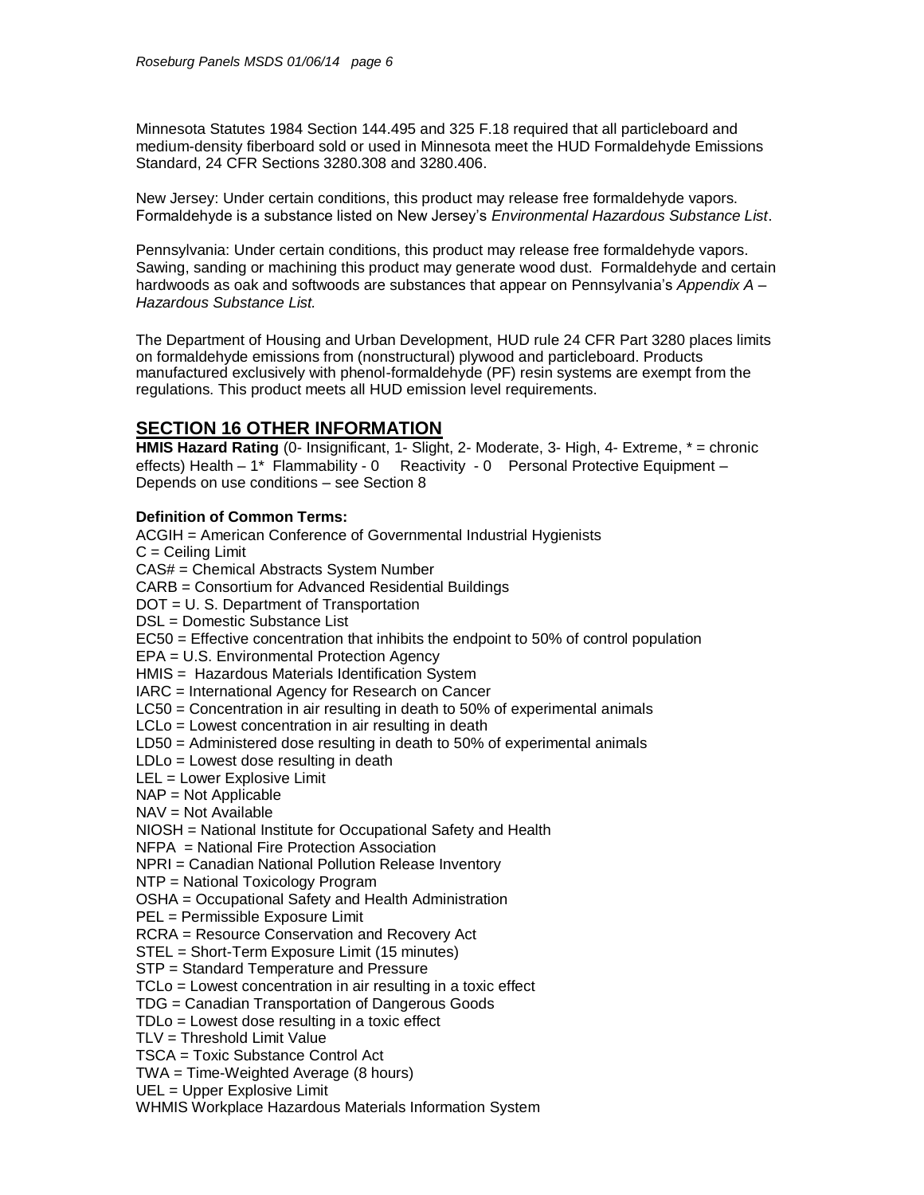Minnesota Statutes 1984 Section 144.495 and 325 F.18 required that all particleboard and medium-density fiberboard sold or used in Minnesota meet the HUD Formaldehyde Emissions Standard, 24 CFR Sections 3280.308 and 3280.406.

New Jersey: Under certain conditions, this product may release free formaldehyde vapors. Formaldehyde is a substance listed on New Jersey's *Environmental Hazardous Substance List*.

Pennsylvania: Under certain conditions, this product may release free formaldehyde vapors. Sawing, sanding or machining this product may generate wood dust. Formaldehyde and certain hardwoods as oak and softwoods are substances that appear on Pennsylvania's *Appendix A – Hazardous Substance List.*

The Department of Housing and Urban Development, HUD rule 24 CFR Part 3280 places limits on formaldehyde emissions from (nonstructural) plywood and particleboard. Products manufactured exclusively with phenol-formaldehyde (PF) resin systems are exempt from the regulations. This product meets all HUD emission level requirements.

## SECTION 16 OTHER INFORMATION

**HMIS Hazard Rating** (0- Insignificant, 1- Slight, 2- Moderate, 3- High, 4- Extreme, * = chronic effects) Health – 1* Flammability - 0 Reactivity - 0 Personal Protective Equipment – Depends on use conditions – see Section 8

**Definition of Common Terms:**

ACGIH = American Conference of Governmental Industrial Hygienists
C = Ceiling Limit
CAS# = Chemical Abstracts System Number
CARB = Consortium for Advanced Residential Buildings
DOT = U. S. Department of Transportation
DSL = Domestic Substance List
EC50 = Effective concentration that inhibits the endpoint to 50% of control population
EPA = U.S. Environmental Protection Agency
HMIS = Hazardous Materials Identification System
IARC = International Agency for Research on Cancer
LC50 = Concentration in air resulting in death to 50% of experimental animals
LCLo = Lowest concentration in air resulting in death
LD50 = Administered dose resulting in death to 50% of experimental animals
LDLo = Lowest dose resulting in death
LEL = Lower Explosive Limit
NAP = Not Applicable
NAV = Not Available
NIOSH = National Institute for Occupational Safety and Health
NFPA = National Fire Protection Association
NPRI = Canadian National Pollution Release Inventory
NTP = National Toxicology Program
OSHA = Occupational Safety and Health Administration
PEL = Permissible Exposure Limit
RCRA = Resource Conservation and Recovery Act
STEL = Short-Term Exposure Limit (15 minutes)
STP = Standard Temperature and Pressure
TCLo = Lowest concentration in air resulting in a toxic effect
TDG = Canadian Transportation of Dangerous Goods
TDLo = Lowest dose resulting in a toxic effect
TLV = Threshold Limit Value
TSCA = Toxic Substance Control Act
TWA = Time-Weighted Average (8 hours)
UEL = Upper Explosive Limit
WHMIS Workplace Hazardous Materials Information System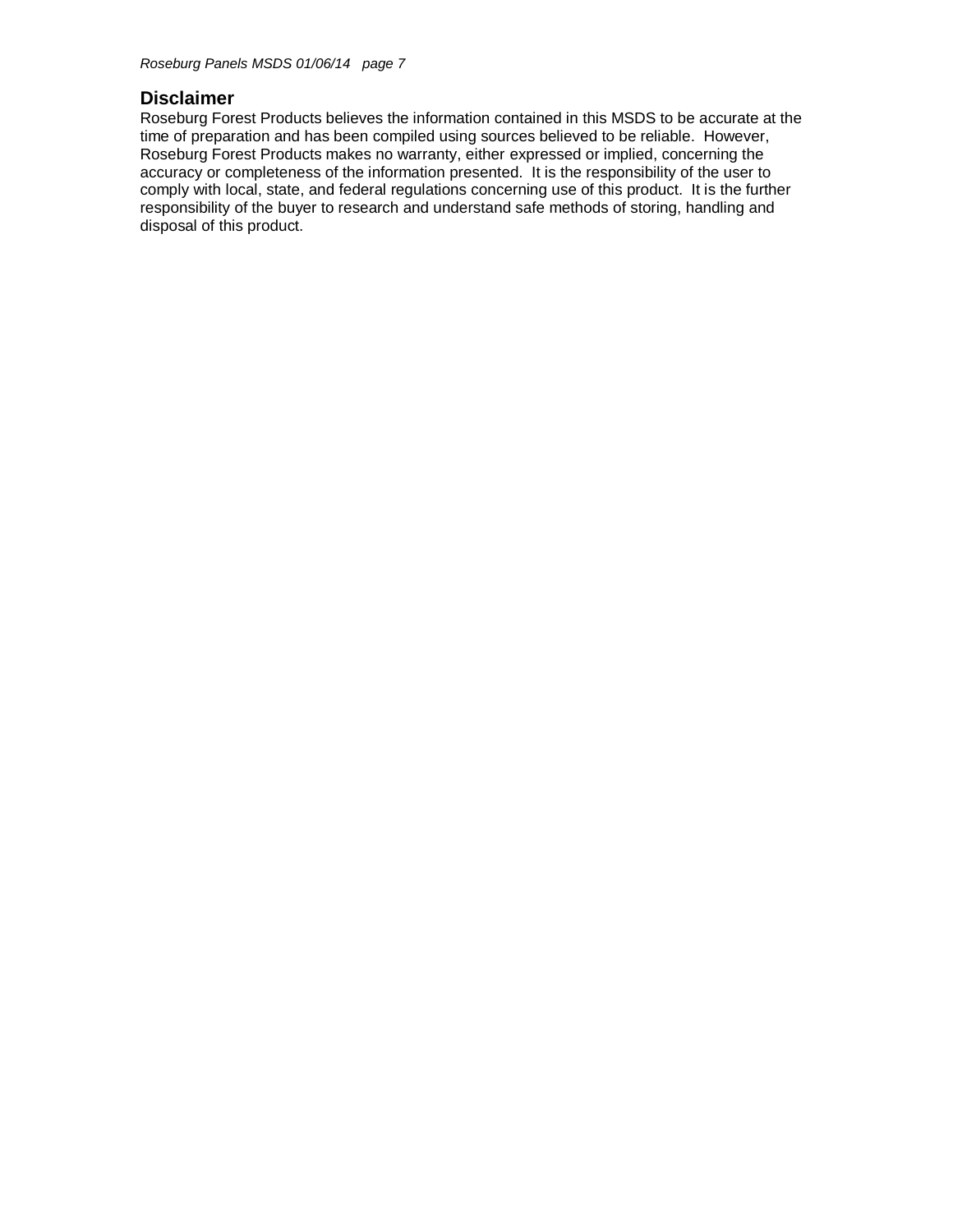## Disclaimer

Roseburg Forest Products believes the information contained in this MSDS to be accurate at the time of preparation and has been compiled using sources believed to be reliable. However, Roseburg Forest Products makes no warranty, either expressed or implied, concerning the accuracy or completeness of the information presented. It is the responsibility of the user to comply with local, state, and federal regulations concerning use of this product. It is the further responsibility of the buyer to research and understand safe methods of storing, handling and disposal of this product.